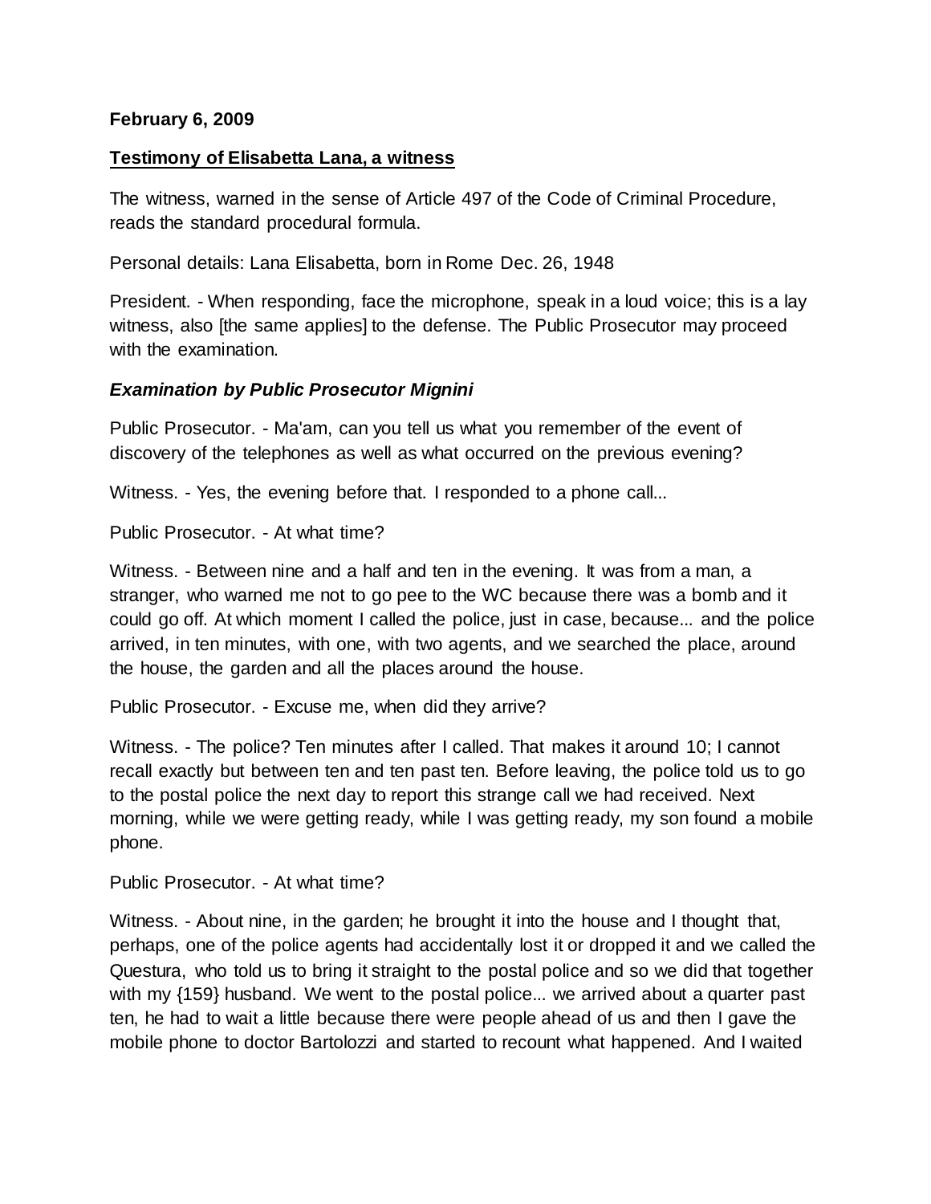**February 6, 2009**

**Testimony of Elisabetta Lana, a witness**

The witness, warned in the sense of Article 497 of the Code of Criminal Procedure, reads the standard procedural formula.

Personal details: Lana Elisabetta, born in Rome Dec. 26, 1948

President. - When responding, face the microphone, speak in a loud voice; this is a lay witness, also [the same applies] to the defense. The Public Prosecutor may proceed with the examination.

***Examination by Public Prosecutor Mignini***

Public Prosecutor. - Ma'am, can you tell us what you remember of the event of discovery of the telephones as well as what occurred on the previous evening?

Witness. - Yes, the evening before that. I responded to a phone call...

Public Prosecutor. - At what time?

Witness. - Between nine and a half and ten in the evening. It was from a man, a stranger, who warned me not to go pee to the WC because there was a bomb and it could go off. At which moment I called the police, just in case, because... and the police arrived, in ten minutes, with one, with two agents, and we searched the place, around the house, the garden and all the places around the house.

Public Prosecutor. - Excuse me, when did they arrive?

Witness. - The police? Ten minutes after I called. That makes it around 10; I cannot recall exactly but between ten and ten past ten. Before leaving, the police told us to go to the postal police the next day to report this strange call we had received. Next morning, while we were getting ready, while I was getting ready, my son found a mobile phone.

Public Prosecutor. - At what time?

Witness. - About nine, in the garden; he brought it into the house and I thought that, perhaps, one of the police agents had accidentally lost it or dropped it and we called the Questura, who told us to bring it straight to the postal police and so we did that together with my {159} husband. We went to the postal police... we arrived about a quarter past ten, he had to wait a little because there were people ahead of us and then I gave the mobile phone to doctor Bartolozzi and started to recount what happened. And I waited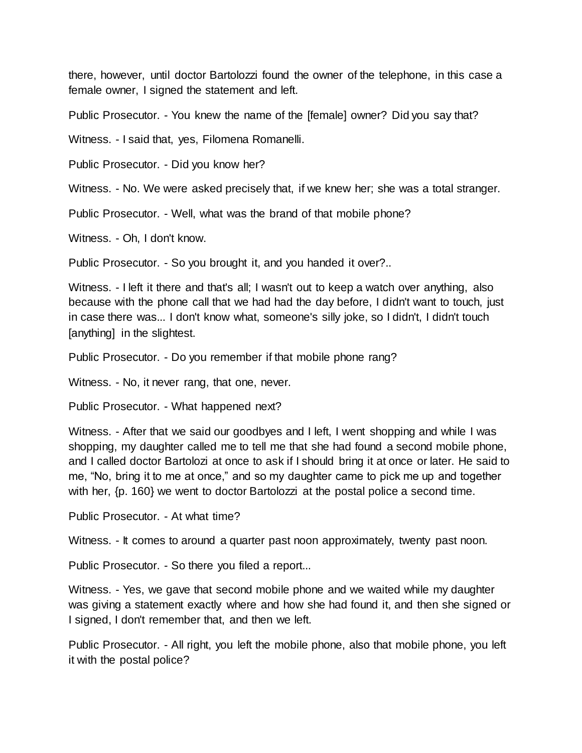there, however, until doctor Bartolozzi found the owner of the telephone, in this case a female owner, I signed the statement and left.

Public Prosecutor. - You knew the name of the [female] owner? Did you say that?

Witness. - I said that, yes, Filomena Romanelli.

Public Prosecutor. - Did you know her?

Witness. - No. We were asked precisely that, if we knew her; she was a total stranger.

Public Prosecutor. - Well, what was the brand of that mobile phone?

Witness. - Oh, I don't know.

Public Prosecutor. - So you brought it, and you handed it over?..

Witness. - I left it there and that's all; I wasn't out to keep a watch over anything, also because with the phone call that we had had the day before, I didn't want to touch, just in case there was... I don't know what, someone's silly joke, so I didn't, I didn't touch [anything] in the slightest.

Public Prosecutor. - Do you remember if that mobile phone rang?

Witness. - No, it never rang, that one, never.

Public Prosecutor. - What happened next?

Witness. - After that we said our goodbyes and I left, I went shopping and while I was shopping, my daughter called me to tell me that she had found a second mobile phone, and I called doctor Bartolozi at once to ask if I should bring it at once or later. He said to me, "No, bring it to me at once," and so my daughter came to pick me up and together with her, {p. 160} we went to doctor Bartolozzi at the postal police a second time.

Public Prosecutor. - At what time?

Witness. - It comes to around a quarter past noon approximately, twenty past noon.

Public Prosecutor. - So there you filed a report...

Witness. - Yes, we gave that second mobile phone and we waited while my daughter was giving a statement exactly where and how she had found it, and then she signed or I signed, I don't remember that, and then we left.

Public Prosecutor. - All right, you left the mobile phone, also that mobile phone, you left it with the postal police?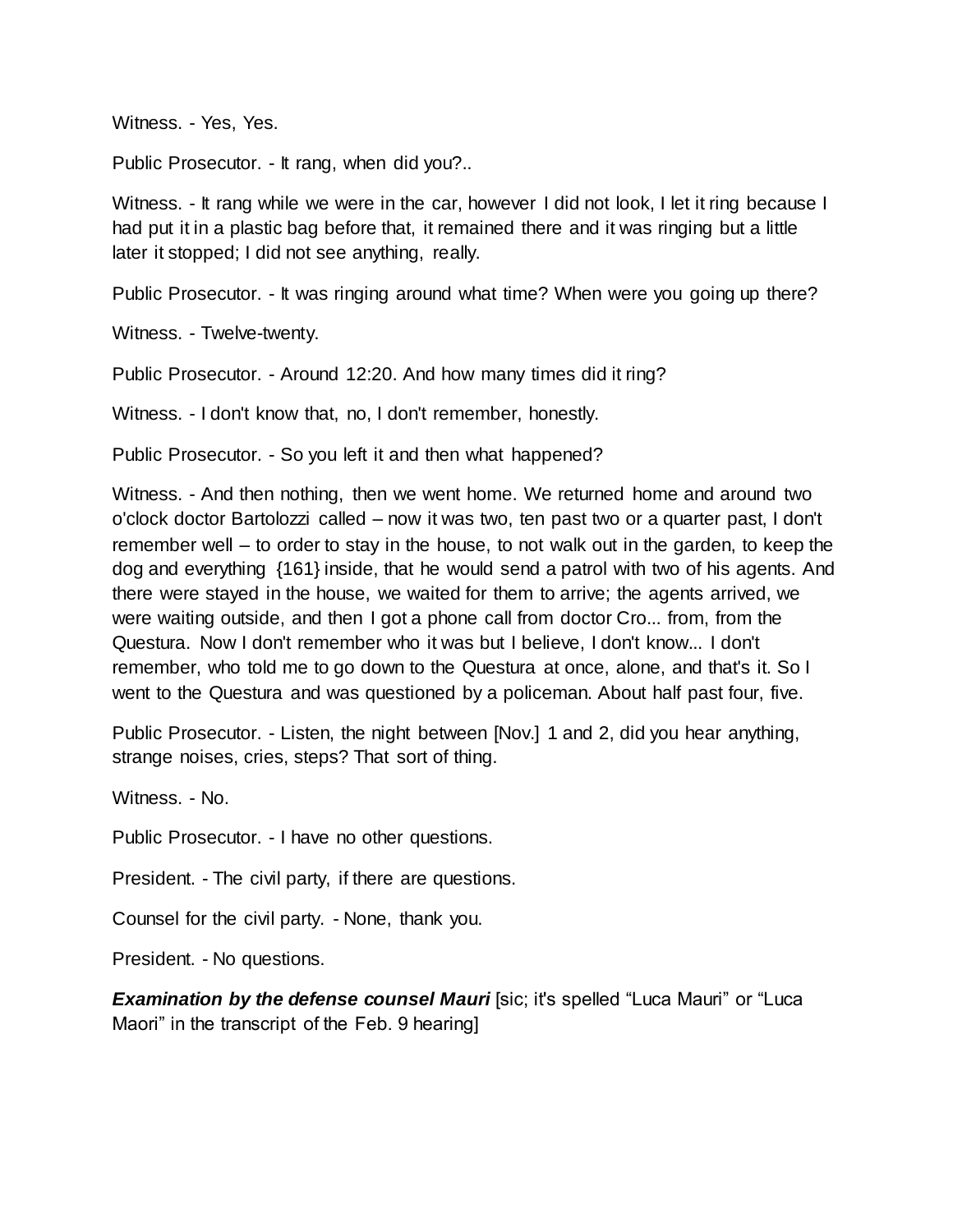Witness. - Yes, Yes.

Public Prosecutor. - It rang, when did you?..

Witness. - It rang while we were in the car, however I did not look, I let it ring because I had put it in a plastic bag before that, it remained there and it was ringing but a little later it stopped; I did not see anything, really.

Public Prosecutor. - It was ringing around what time? When were you going up there?

Witness. - Twelve-twenty.

Public Prosecutor. - Around 12:20. And how many times did it ring?

Witness. - I don't know that, no, I don't remember, honestly.

Public Prosecutor. - So you left it and then what happened?

Witness. - And then nothing, then we went home. We returned home and around two o'clock doctor Bartolozzi called – now it was two, ten past two or a quarter past, I don't remember well – to order to stay in the house, to not walk out in the garden, to keep the dog and everything {161} inside, that he would send a patrol with two of his agents. And there were stayed in the house, we waited for them to arrive; the agents arrived, we were waiting outside, and then I got a phone call from doctor Cro... from, from the Questura. Now I don't remember who it was but I believe, I don't know... I don't remember, who told me to go down to the Questura at once, alone, and that's it. So I went to the Questura and was questioned by a policeman. About half past four, five.

Public Prosecutor. - Listen, the night between [Nov.] 1 and 2, did you hear anything, strange noises, cries, steps? That sort of thing.

Witness. - No.

Public Prosecutor. - I have no other questions.

President. - The civil party, if there are questions.

Counsel for the civil party. - None, thank you.

President. - No questions.

***Examination by the defense counsel Mauri*** [sic; it's spelled “Luca Mauri” or “Luca Maori” in the transcript of the Feb. 9 hearing]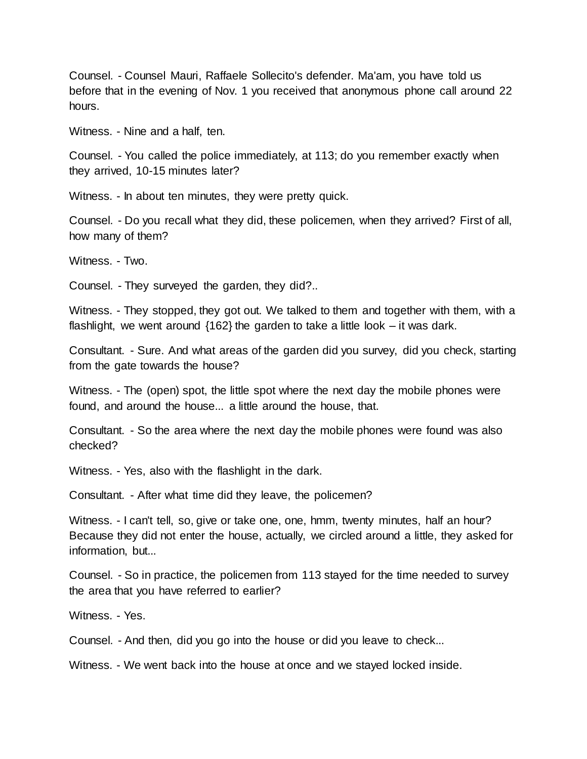Counsel. - Counsel Mauri, Raffaele Sollecito's defender. Ma'am, you have told us before that in the evening of Nov. 1 you received that anonymous phone call around 22 hours.

Witness. - Nine and a half, ten.

Counsel. - You called the police immediately, at 113; do you remember exactly when they arrived, 10-15 minutes later?

Witness. - In about ten minutes, they were pretty quick.

Counsel. - Do you recall what they did, these policemen, when they arrived? First of all, how many of them?

Witness. - Two.

Counsel. - They surveyed the garden, they did?..

Witness. - They stopped, they got out. We talked to them and together with them, with a flashlight, we went around {162} the garden to take a little look – it was dark.

Consultant. - Sure. And what areas of the garden did you survey, did you check, starting from the gate towards the house?

Witness. - The (open) spot, the little spot where the next day the mobile phones were found, and around the house... a little around the house, that.

Consultant. - So the area where the next day the mobile phones were found was also checked?

Witness. - Yes, also with the flashlight in the dark.

Consultant. - After what time did they leave, the policemen?

Witness. - I can't tell, so, give or take one, one, hmm, twenty minutes, half an hour? Because they did not enter the house, actually, we circled around a little, they asked for information, but...

Counsel. - So in practice, the policemen from 113 stayed for the time needed to survey the area that you have referred to earlier?

Witness. - Yes.

Counsel. - And then, did you go into the house or did you leave to check...

Witness. - We went back into the house at once and we stayed locked inside.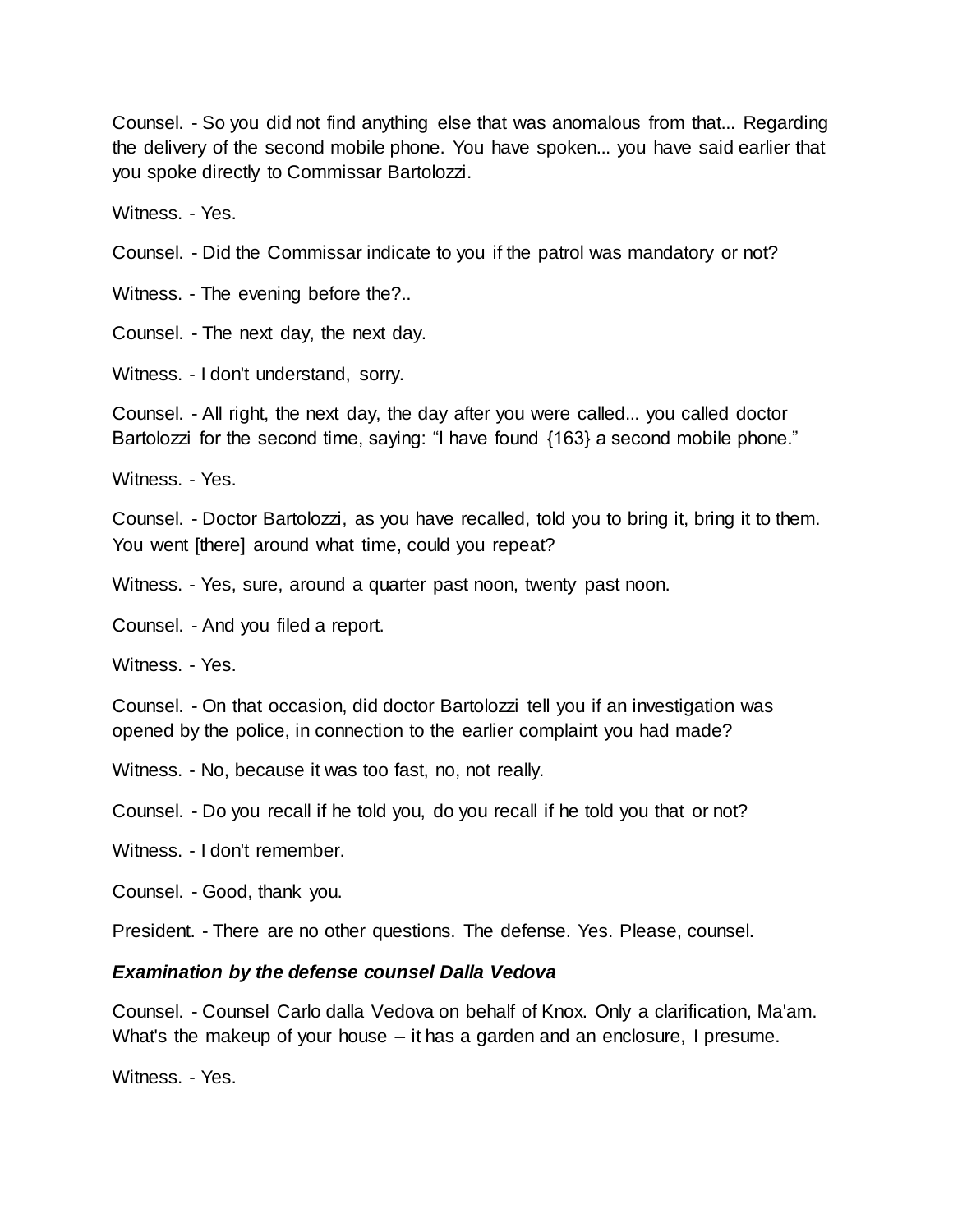Counsel. - So you did not find anything else that was anomalous from that... Regarding the delivery of the second mobile phone. You have spoken... you have said earlier that you spoke directly to Commissar Bartolozzi.

Witness. - Yes.

Counsel. - Did the Commissar indicate to you if the patrol was mandatory or not?

Witness. - The evening before the?..

Counsel. - The next day, the next day.

Witness. - I don't understand, sorry.

Counsel. - All right, the next day, the day after you were called... you called doctor Bartolozzi for the second time, saying: “I have found {163} a second mobile phone.”

Witness. - Yes.

Counsel. - Doctor Bartolozzi, as you have recalled, told you to bring it, bring it to them. You went [there] around what time, could you repeat?

Witness. - Yes, sure, around a quarter past noon, twenty past noon.

Counsel. - And you filed a report.

Witness. - Yes.

Counsel. - On that occasion, did doctor Bartolozzi tell you if an investigation was opened by the police, in connection to the earlier complaint you had made?

Witness. - No, because it was too fast, no, not really.

Counsel. - Do you recall if he told you, do you recall if he told you that or not?

Witness. - I don't remember.

Counsel. - Good, thank you.

President. - There are no other questions. The defense. Yes. Please, counsel.

***Examination by the defense counsel Dalla Vedova***

Counsel. - Counsel Carlo dalla Vedova on behalf of Knox. Only a clarification, Ma'am. What's the makeup of your house – it has a garden and an enclosure, I presume.

Witness. - Yes.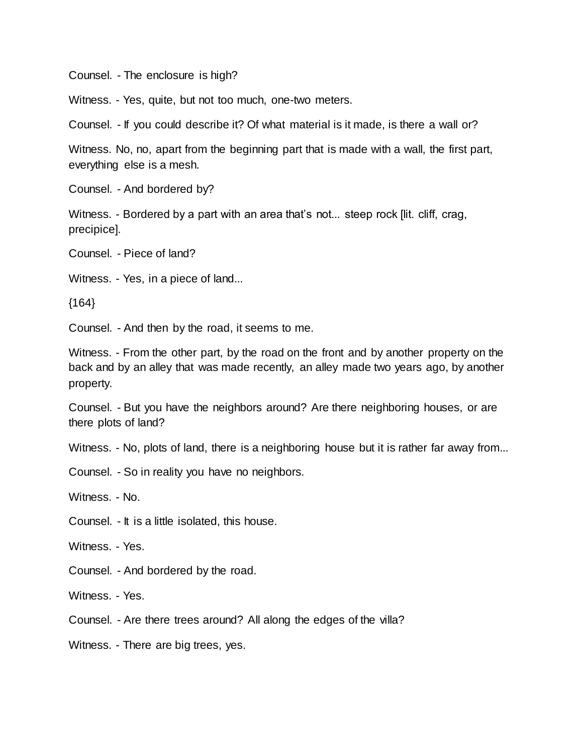Counsel. - The enclosure is high?

Witness. - Yes, quite, but not too much, one-two meters.

Counsel. - If you could describe it? Of what material is it made, is there a wall or?

Witness. No, no, apart from the beginning part that is made with a wall, the first part, everything else is a mesh.

Counsel. - And bordered by?

Witness. - Bordered by a part with an area that's not... steep rock [lit. cliff, crag, precipice].

Counsel. - Piece of land?

Witness. - Yes, in a piece of land...

{164}

Counsel. - And then by the road, it seems to me.

Witness. - From the other part, by the road on the front and by another property on the back and by an alley that was made recently, an alley made two years ago, by another property.

Counsel. - But you have the neighbors around? Are there neighboring houses, or are there plots of land?

Witness. - No, plots of land, there is a neighboring house but it is rather far away from...

Counsel. - So in reality you have no neighbors.

Witness. - No.

Counsel. - It is a little isolated, this house.

Witness. - Yes.

Counsel. - And bordered by the road.

Witness. - Yes.

Counsel. - Are there trees around? All along the edges of the villa?

Witness. - There are big trees, yes.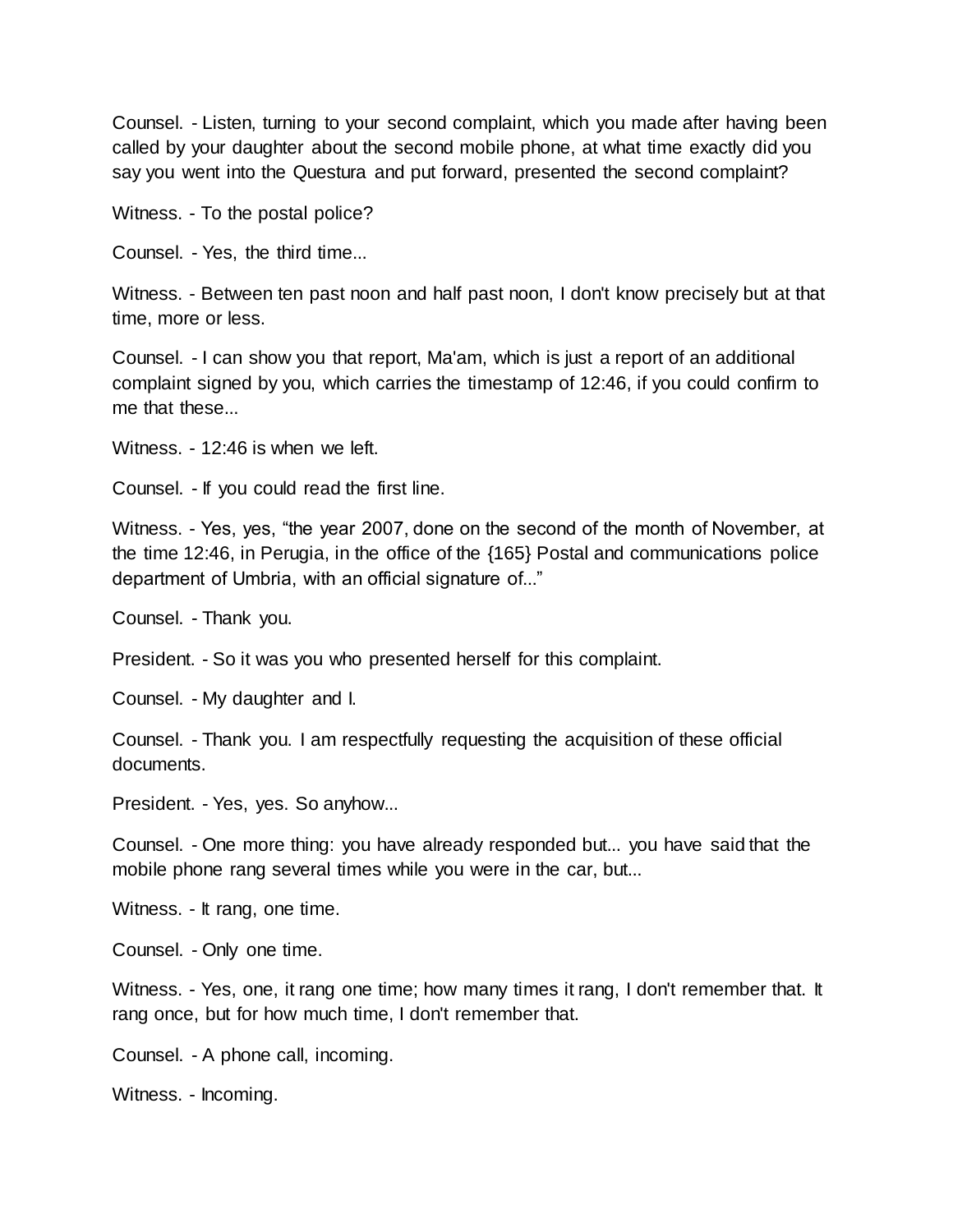Counsel. - Listen, turning to your second complaint, which you made after having been called by your daughter about the second mobile phone, at what time exactly did you say you went into the Questura and put forward, presented the second complaint?

Witness. - To the postal police?

Counsel. - Yes, the third time...

Witness. - Between ten past noon and half past noon, I don't know precisely but at that time, more or less.

Counsel. - I can show you that report, Ma'am, which is just a report of an additional complaint signed by you, which carries the timestamp of 12:46, if you could confirm to me that these...

Witness. - 12:46 is when we left.

Counsel. - If you could read the first line.

Witness. - Yes, yes, "the year 2007, done on the second of the month of November, at the time 12:46, in Perugia, in the office of the {165} Postal and communications police department of Umbria, with an official signature of..."

Counsel. - Thank you.

President. - So it was you who presented herself for this complaint.

Counsel. - My daughter and I.

Counsel. - Thank you. I am respectfully requesting the acquisition of these official documents.

President. - Yes, yes. So anyhow...

Counsel. - One more thing: you have already responded but... you have said that the mobile phone rang several times while you were in the car, but...

Witness. - It rang, one time.

Counsel. - Only one time.

Witness. - Yes, one, it rang one time; how many times it rang, I don't remember that. It rang once, but for how much time, I don't remember that.

Counsel. - A phone call, incoming.

Witness. - Incoming.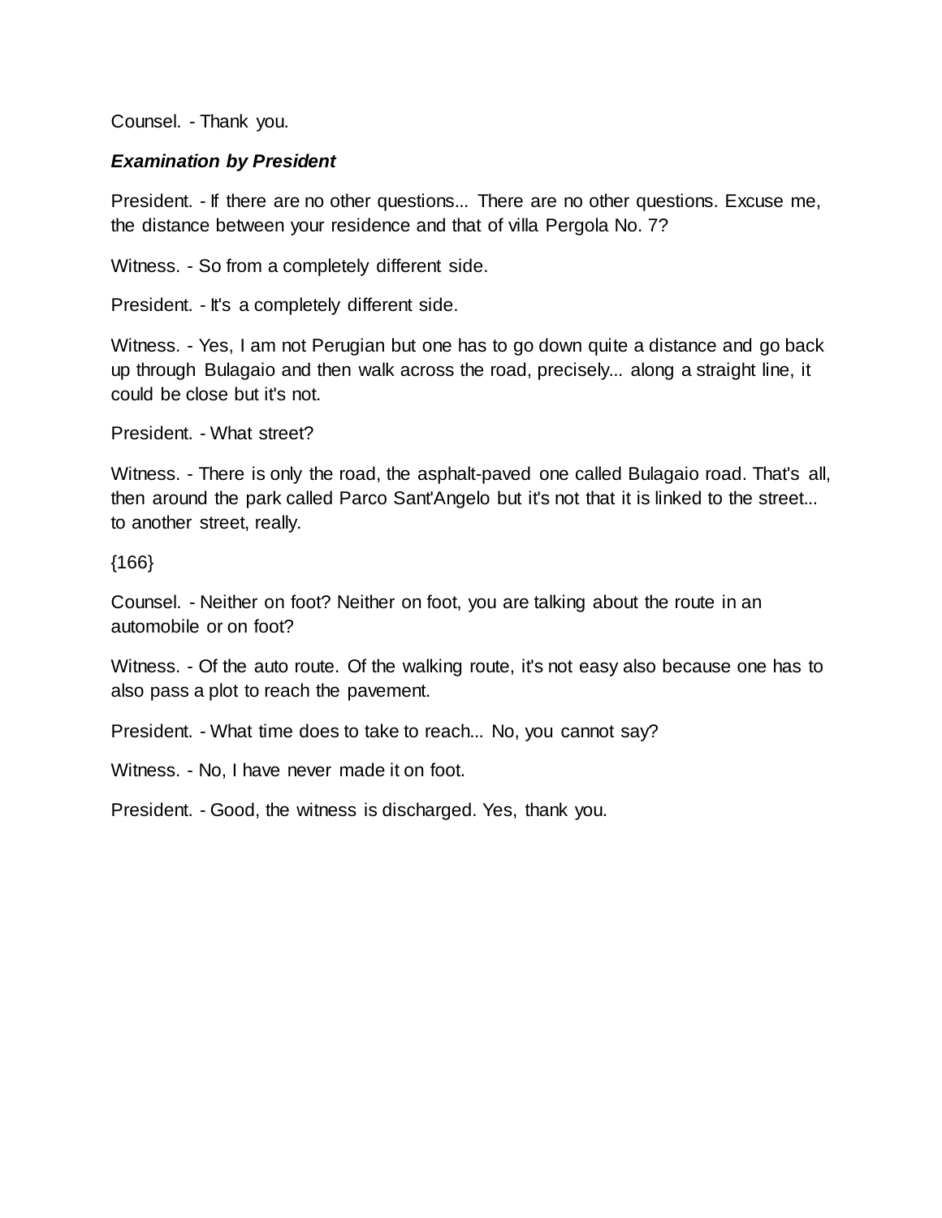Counsel. - Thank you.

***Examination by President***

President. - If there are no other questions... There are no other questions. Excuse me, the distance between your residence and that of villa Pergola No. 7?

Witness. - So from a completely different side.

President. - It's a completely different side.

Witness. - Yes, I am not Perugian but one has to go down quite a distance and go back up through Bulagaio and then walk across the road, precisely... along a straight line, it could be close but it's not.

President. - What street?

Witness. - There is only the road, the asphalt-paved one called Bulagaio road. That's all, then around the park called Parco Sant'Angelo but it's not that it is linked to the street... to another street, really.

{166}

Counsel. - Neither on foot? Neither on foot, you are talking about the route in an automobile or on foot?

Witness. - Of the auto route. Of the walking route, it's not easy also because one has to also pass a plot to reach the pavement.

President. - What time does to take to reach... No, you cannot say?

Witness. - No, I have never made it on foot.

President. - Good, the witness is discharged. Yes, thank you.